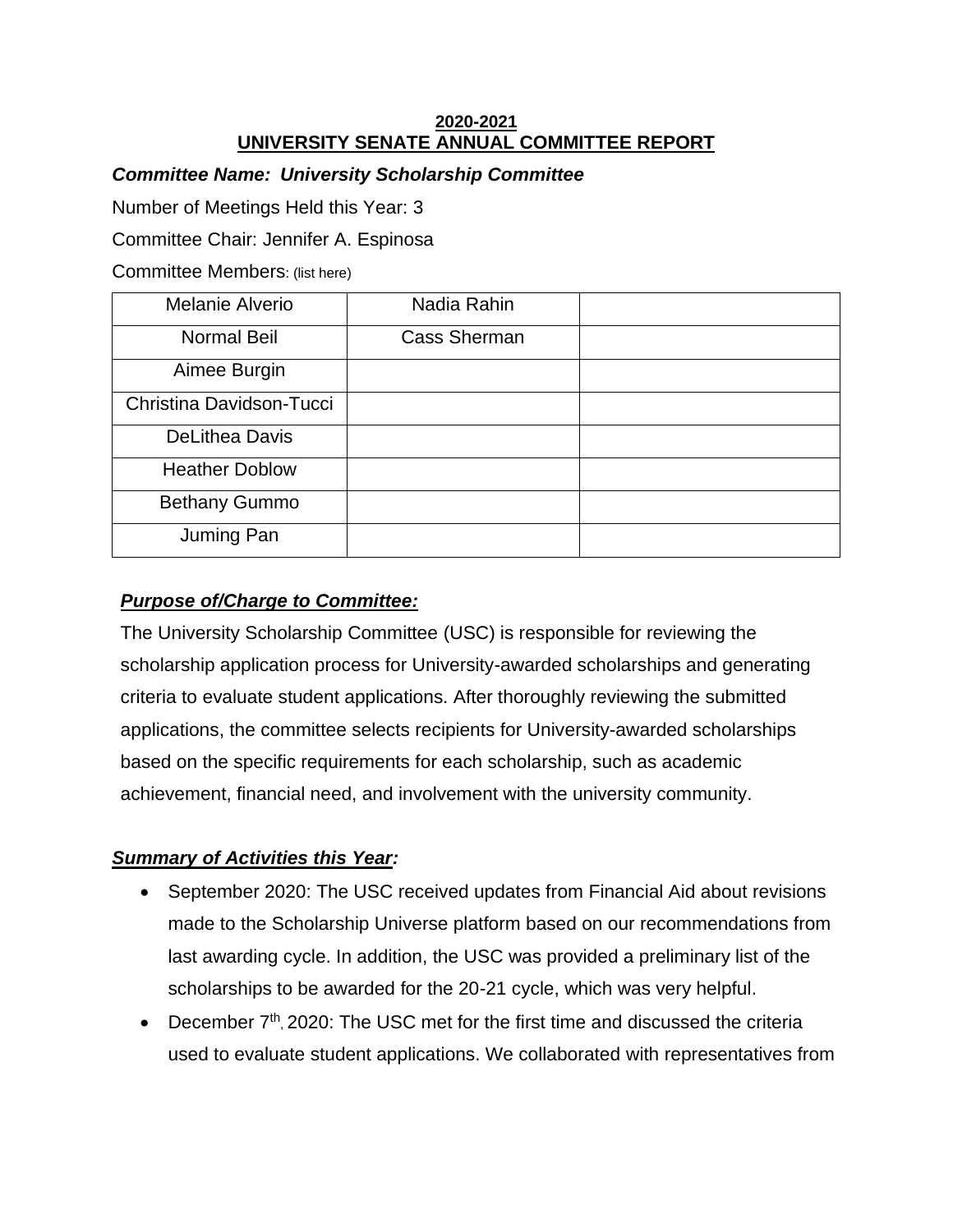**2020-2021**
**UNIVERSITY SENATE ANNUAL COMMITTEE REPORT**

***Committee Name: University Scholarship Committee***

Number of Meetings Held this Year: 3

Committee Chair: Jennifer A. Espinosa

Committee Members: (list here)

| | | |
|---|---|---|
| Melanie Alverio | Nadia Rahin | |
| Normal Beil | Cass Sherman | |
| Aimee Burgin | | |
| Christina Davidson-Tucci | | |
| DeLithea Davis | | |
| Heather Doblow | | |
| Bethany Gummo | | |
| Juming Pan | | |

## ***Purpose of/Charge to Committee:***

The University Scholarship Committee (USC) is responsible for reviewing the scholarship application process for University-awarded scholarships and generating criteria to evaluate student applications. After thoroughly reviewing the submitted applications, the committee selects recipients for University-awarded scholarships based on the specific requirements for each scholarship, such as academic achievement, financial need, and involvement with the university community.

## ***Summary of Activities this Year:***

- September 2020: The USC received updates from Financial Aid about revisions made to the Scholarship Universe platform based on our recommendations from last awarding cycle. In addition, the USC was provided a preliminary list of the scholarships to be awarded for the 20-21 cycle, which was very helpful.
- December 7th, 2020: The USC met for the first time and discussed the criteria used to evaluate student applications. We collaborated with representatives from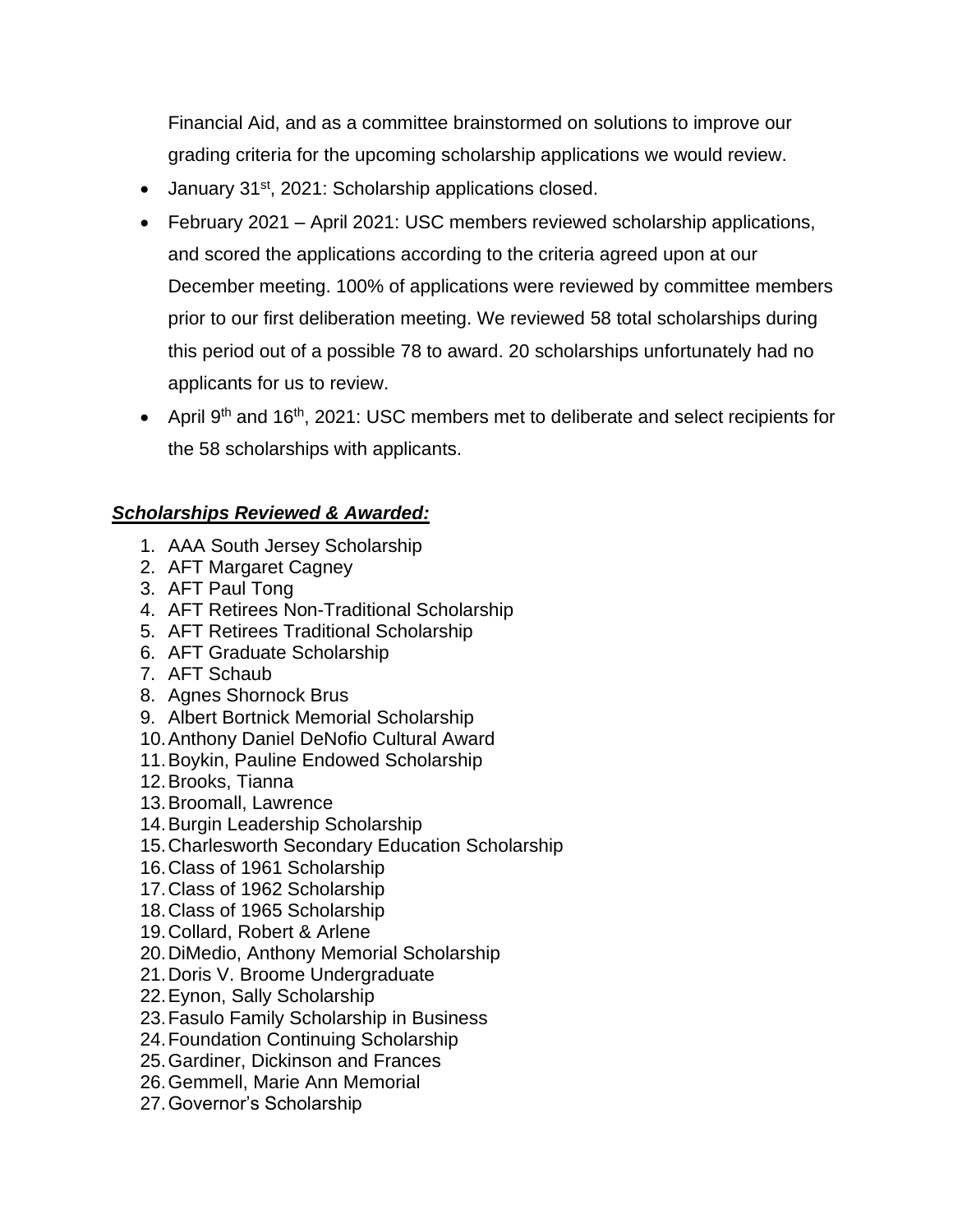Financial Aid, and as a committee brainstormed on solutions to improve our grading criteria for the upcoming scholarship applications we would review.

- January 31st, 2021: Scholarship applications closed.
- February 2021 – April 2021: USC members reviewed scholarship applications, and scored the applications according to the criteria agreed upon at our December meeting. 100% of applications were reviewed by committee members prior to our first deliberation meeting. We reviewed 58 total scholarships during this period out of a possible 78 to award. 20 scholarships unfortunately had no applicants for us to review.
- April 9th and 16th, 2021: USC members met to deliberate and select recipients for the 58 scholarships with applicants.

***Scholarships Reviewed & Awarded:***

1. AAA South Jersey Scholarship
2. AFT Margaret Cagney
3. AFT Paul Tong
4. AFT Retirees Non-Traditional Scholarship
5. AFT Retirees Traditional Scholarship
6. AFT Graduate Scholarship
7. AFT Schaub
8. Agnes Shornock Brus
9. Albert Bortnick Memorial Scholarship
10. Anthony Daniel DeNofio Cultural Award
11. Boykin, Pauline Endowed Scholarship
12. Brooks, Tianna
13. Broomall, Lawrence
14. Burgin Leadership Scholarship
15. Charlesworth Secondary Education Scholarship
16. Class of 1961 Scholarship
17. Class of 1962 Scholarship
18. Class of 1965 Scholarship
19. Collard, Robert & Arlene
20. DiMedio, Anthony Memorial Scholarship
21. Doris V. Broome Undergraduate
22. Eynon, Sally Scholarship
23. Fasulo Family Scholarship in Business
24. Foundation Continuing Scholarship
25. Gardiner, Dickinson and Frances
26. Gemmell, Marie Ann Memorial
27. Governor's Scholarship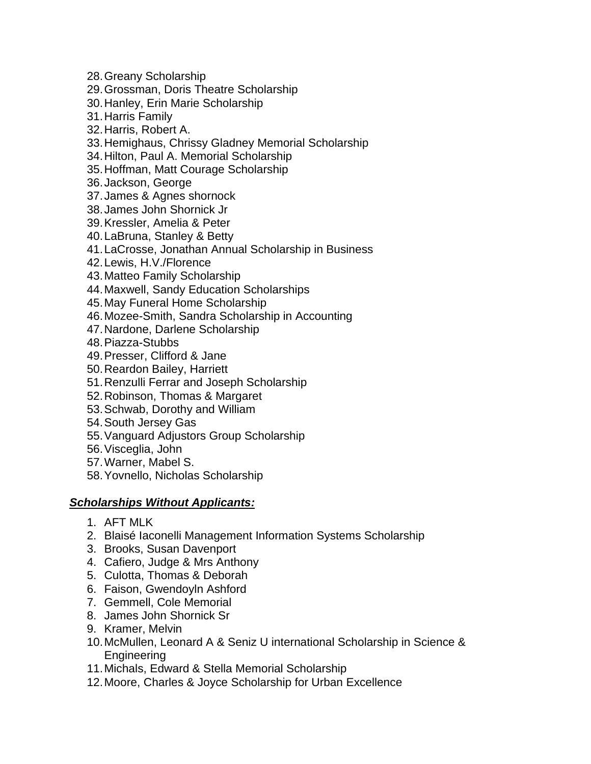28. Greany Scholarship
29. Grossman, Doris Theatre Scholarship
30. Hanley, Erin Marie Scholarship
31. Harris Family
32. Harris, Robert A.
33. Hemighaus, Chrissy Gladney Memorial Scholarship
34. Hilton, Paul A. Memorial Scholarship
35. Hoffman, Matt Courage Scholarship
36. Jackson, George
37. James & Agnes shornock
38. James John Shornick Jr
39. Kressler, Amelia & Peter
40. LaBruna, Stanley & Betty
41. LaCrosse, Jonathan Annual Scholarship in Business
42. Lewis, H.V./Florence
43. Matteo Family Scholarship
44. Maxwell, Sandy Education Scholarships
45. May Funeral Home Scholarship
46. Mozee-Smith, Sandra Scholarship in Accounting
47. Nardone, Darlene Scholarship
48. Piazza-Stubbs
49. Presser, Clifford & Jane
50. Reardon Bailey, Harriett
51. Renzulli Ferrar and Joseph Scholarship
52. Robinson, Thomas & Margaret
53. Schwab, Dorothy and William
54. South Jersey Gas
55. Vanguard Adjustors Group Scholarship
56. Visceglia, John
57. Warner, Mabel S.
58. Yovnello, Nicholas Scholarship

***Scholarships Without Applicants:***

1. AFT MLK
2. Blaisé Iaconelli Management Information Systems Scholarship
3. Brooks, Susan Davenport
4. Cafiero, Judge & Mrs Anthony
5. Culotta, Thomas & Deborah
6. Faison, Gwendoyln Ashford
7. Gemmell, Cole Memorial
8. James John Shornick Sr
9. Kramer, Melvin
10. McMullen, Leonard A & Seniz U international Scholarship in Science & Engineering
11. Michals, Edward & Stella Memorial Scholarship
12. Moore, Charles & Joyce Scholarship for Urban Excellence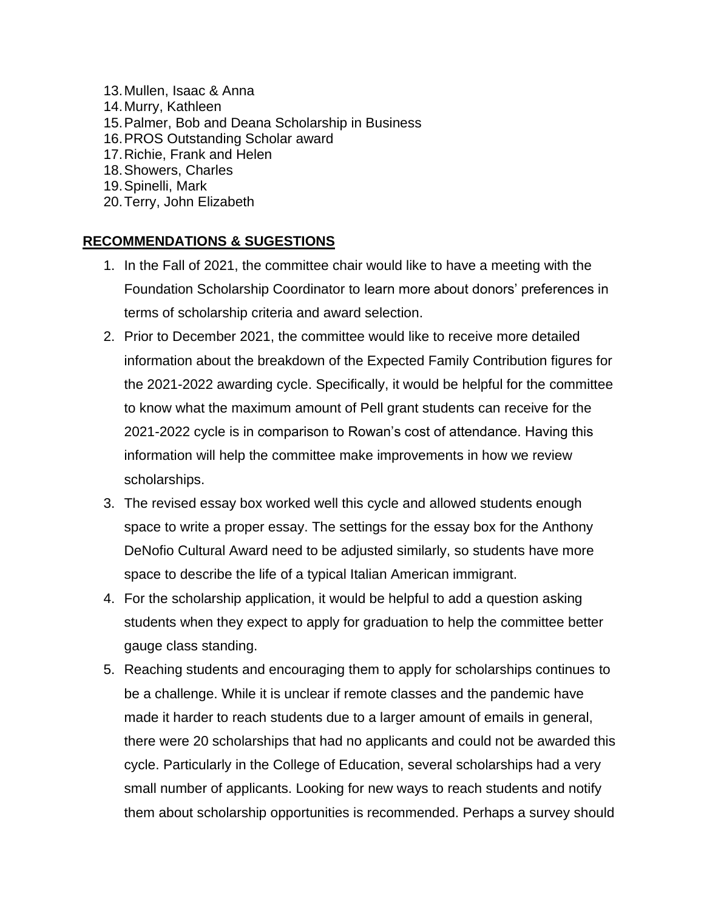13. Mullen, Isaac & Anna
14. Murry, Kathleen
15. Palmer, Bob and Deana Scholarship in Business
16. PROS Outstanding Scholar award
17. Richie, Frank and Helen
18. Showers, Charles
19. Spinelli, Mark
20. Terry, John Elizabeth

**RECOMMENDATIONS & SUGESTIONS**

1. In the Fall of 2021, the committee chair would like to have a meeting with the Foundation Scholarship Coordinator to learn more about donors' preferences in terms of scholarship criteria and award selection.
2. Prior to December 2021, the committee would like to receive more detailed information about the breakdown of the Expected Family Contribution figures for the 2021-2022 awarding cycle. Specifically, it would be helpful for the committee to know what the maximum amount of Pell grant students can receive for the 2021-2022 cycle is in comparison to Rowan's cost of attendance. Having this information will help the committee make improvements in how we review scholarships.
3. The revised essay box worked well this cycle and allowed students enough space to write a proper essay. The settings for the essay box for the Anthony DeNofio Cultural Award need to be adjusted similarly, so students have more space to describe the life of a typical Italian American immigrant.
4. For the scholarship application, it would be helpful to add a question asking students when they expect to apply for graduation to help the committee better gauge class standing.
5. Reaching students and encouraging them to apply for scholarships continues to be a challenge. While it is unclear if remote classes and the pandemic have made it harder to reach students due to a larger amount of emails in general, there were 20 scholarships that had no applicants and could not be awarded this cycle. Particularly in the College of Education, several scholarships had a very small number of applicants. Looking for new ways to reach students and notify them about scholarship opportunities is recommended. Perhaps a survey should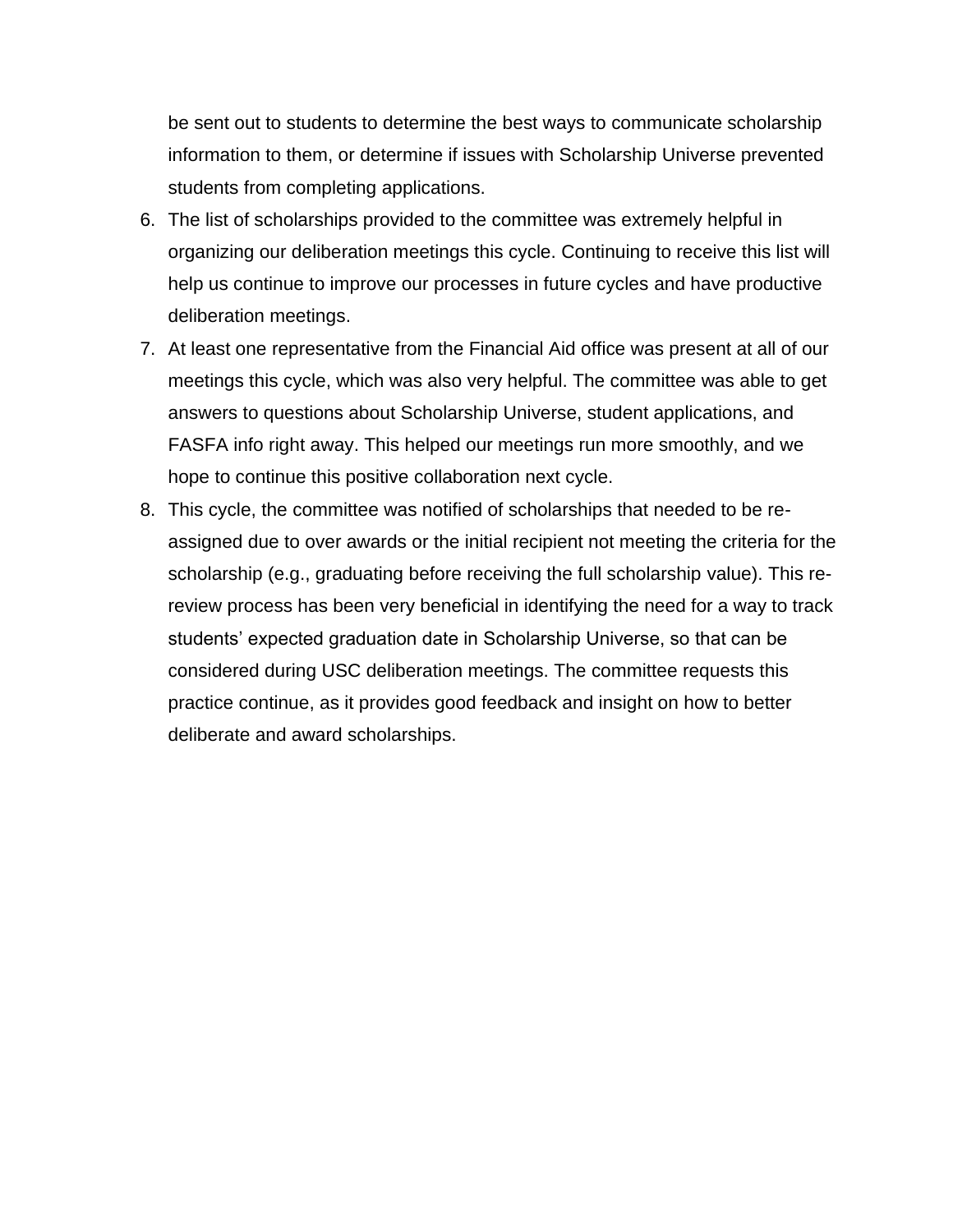be sent out to students to determine the best ways to communicate scholarship information to them, or determine if issues with Scholarship Universe prevented students from completing applications.

6. The list of scholarships provided to the committee was extremely helpful in organizing our deliberation meetings this cycle. Continuing to receive this list will help us continue to improve our processes in future cycles and have productive deliberation meetings.
7. At least one representative from the Financial Aid office was present at all of our meetings this cycle, which was also very helpful. The committee was able to get answers to questions about Scholarship Universe, student applications, and FASFA info right away. This helped our meetings run more smoothly, and we hope to continue this positive collaboration next cycle.
8. This cycle, the committee was notified of scholarships that needed to be re-assigned due to over awards or the initial recipient not meeting the criteria for the scholarship (e.g., graduating before receiving the full scholarship value). This re-review process has been very beneficial in identifying the need for a way to track students' expected graduation date in Scholarship Universe, so that can be considered during USC deliberation meetings. The committee requests this practice continue, as it provides good feedback and insight on how to better deliberate and award scholarships.